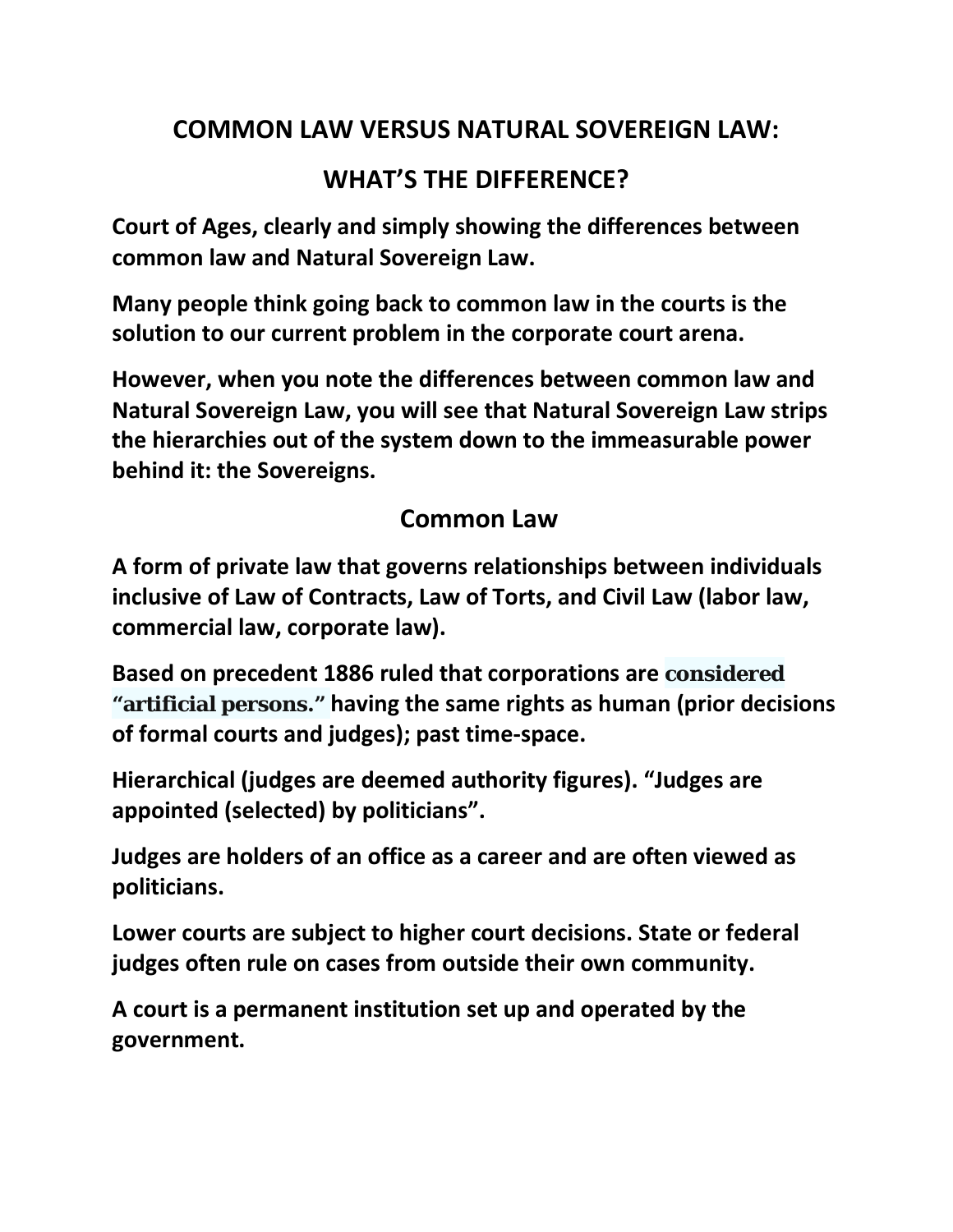# COMMON LAW VERSUS NATURAL SOVEREIGN LAW:

# WHAT'S THE DIFFERENCE?

**Court of Ages, clearly and simply showing the differences between common law and Natural Sovereign Law.**

**Many people think going back to common law in the courts is the solution to our current problem in the corporate court arena.**

**However, when you note the differences between common law and Natural Sovereign Law, you will see that Natural Sovereign Law strips the hierarchies out of the system down to the immeasurable power behind it: the Sovereigns.**

## Common Law

**A form of private law that governs relationships between individuals inclusive of Law of Contracts, Law of Torts, and Civil Law (labor law, commercial law, corporate law).**

**Based on precedent 1886 ruled that corporations are considered "artificial persons." having the same rights as human (prior decisions of formal courts and judges); past time-space.**

**Hierarchical (judges are deemed authority figures). "Judges are appointed (selected) by politicians".**

**Judges are holders of an office as a career and are often viewed as politicians.**

**Lower courts are subject to higher court decisions. State or federal judges often rule on cases from outside their own community.**

**A court is a permanent institution set up and operated by the government.**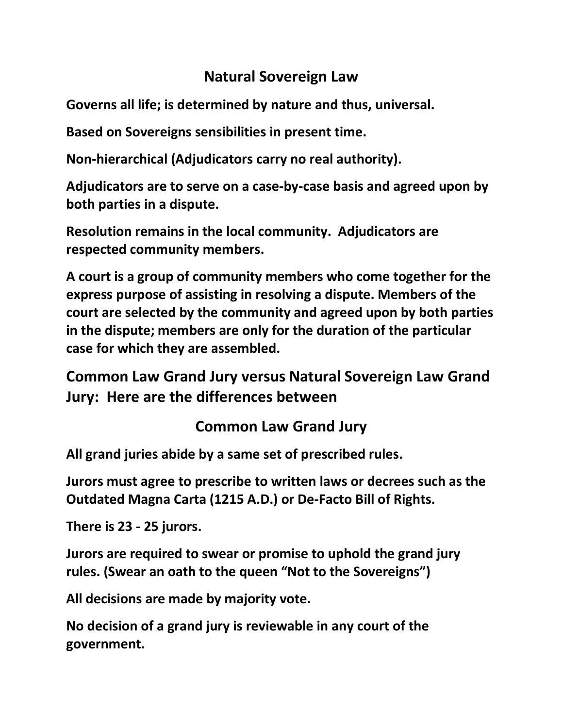## Natural Sovereign Law

**Governs all life; is determined by nature and thus, universal.**

**Based on Sovereigns sensibilities in present time.**

**Non-hierarchical (Adjudicators carry no real authority).**

**Adjudicators are to serve on a case-by-case basis and agreed upon by both parties in a dispute.**

**Resolution remains in the local community. Adjudicators are respected community members.**

**A court is a group of community members who come together for the express purpose of assisting in resolving a dispute. Members of the court are selected by the community and agreed upon by both parties in the dispute; members are only for the duration of the particular case for which they are assembled.**

## Common Law Grand Jury versus Natural Sovereign Law Grand Jury: Here are the differences between

## Common Law Grand Jury

**All grand juries abide by a same set of prescribed rules.**

**Jurors must agree to prescribe to written laws or decrees such as the Outdated Magna Carta (1215 A.D.) or De-Facto Bill of Rights.**

**There is 23 - 25 jurors.**

**Jurors are required to swear or promise to uphold the grand jury rules. (Swear an oath to the queen "Not to the Sovereigns")**

**All decisions are made by majority vote.**

**No decision of a grand jury is reviewable in any court of the government.**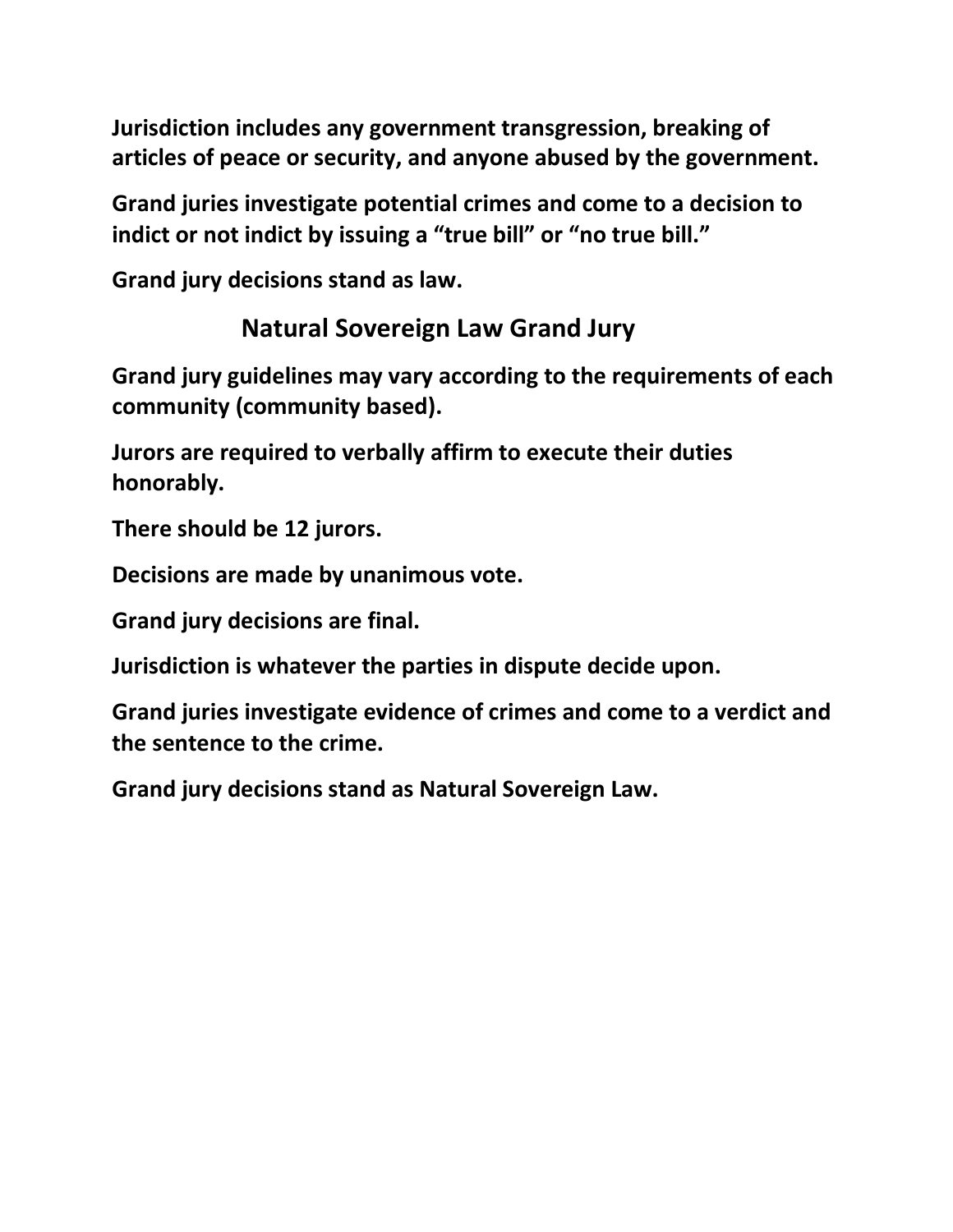**Jurisdiction includes any government transgression, breaking of articles of peace or security, and anyone abused by the government.**

**Grand juries investigate potential crimes and come to a decision to indict or not indict by issuing a "true bill" or "no true bill."**

**Grand jury decisions stand as law.**

## Natural Sovereign Law Grand Jury

**Grand jury guidelines may vary according to the requirements of each community (community based).**

**Jurors are required to verbally affirm to execute their duties honorably.**

**There should be 12 jurors.**

**Decisions are made by unanimous vote.**

**Grand jury decisions are final.**

**Jurisdiction is whatever the parties in dispute decide upon.**

**Grand juries investigate evidence of crimes and come to a verdict and the sentence to the crime.**

**Grand jury decisions stand as Natural Sovereign Law.**